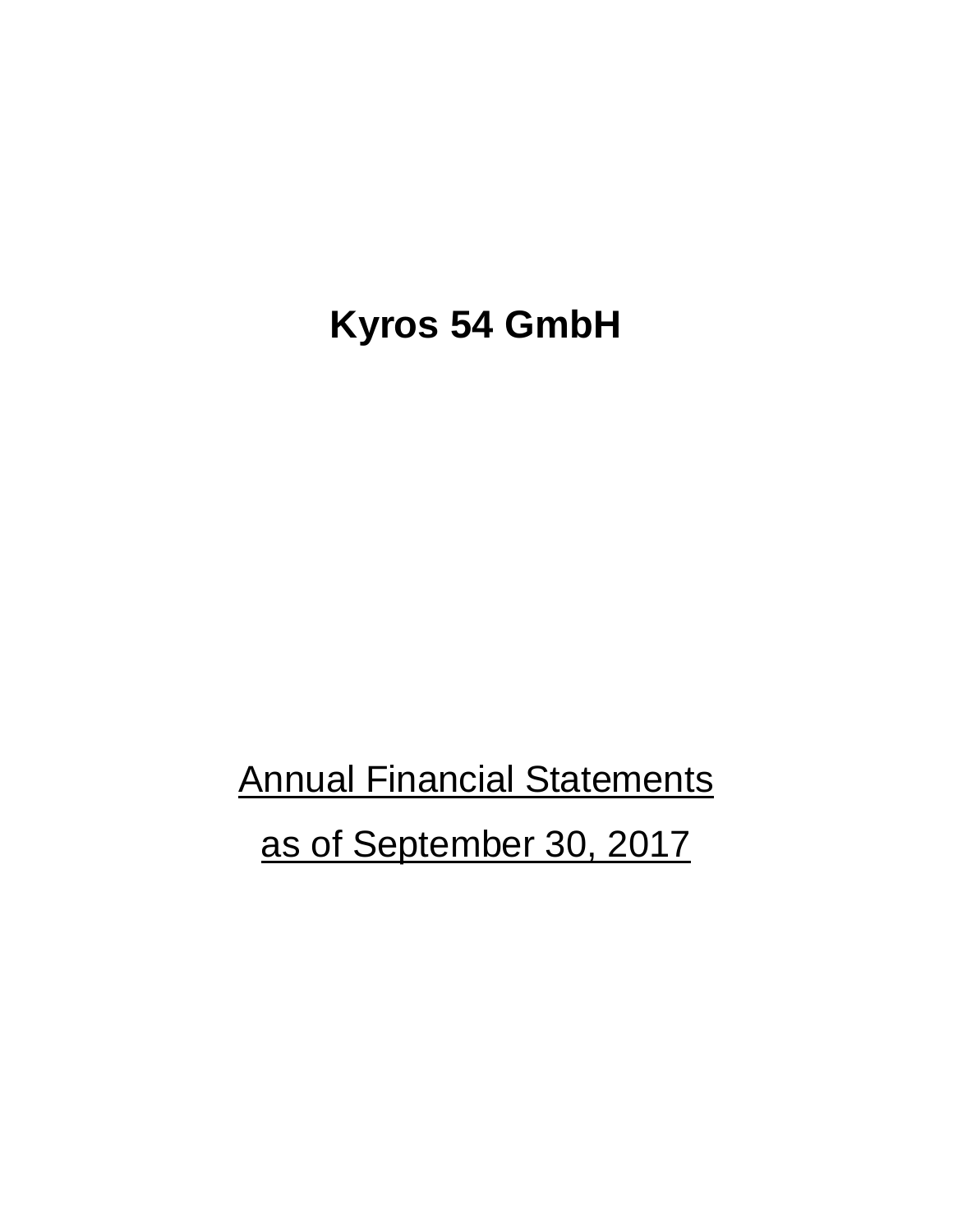# Kyros 54 GmbH

Annual Financial Statements

as of September 30, 2017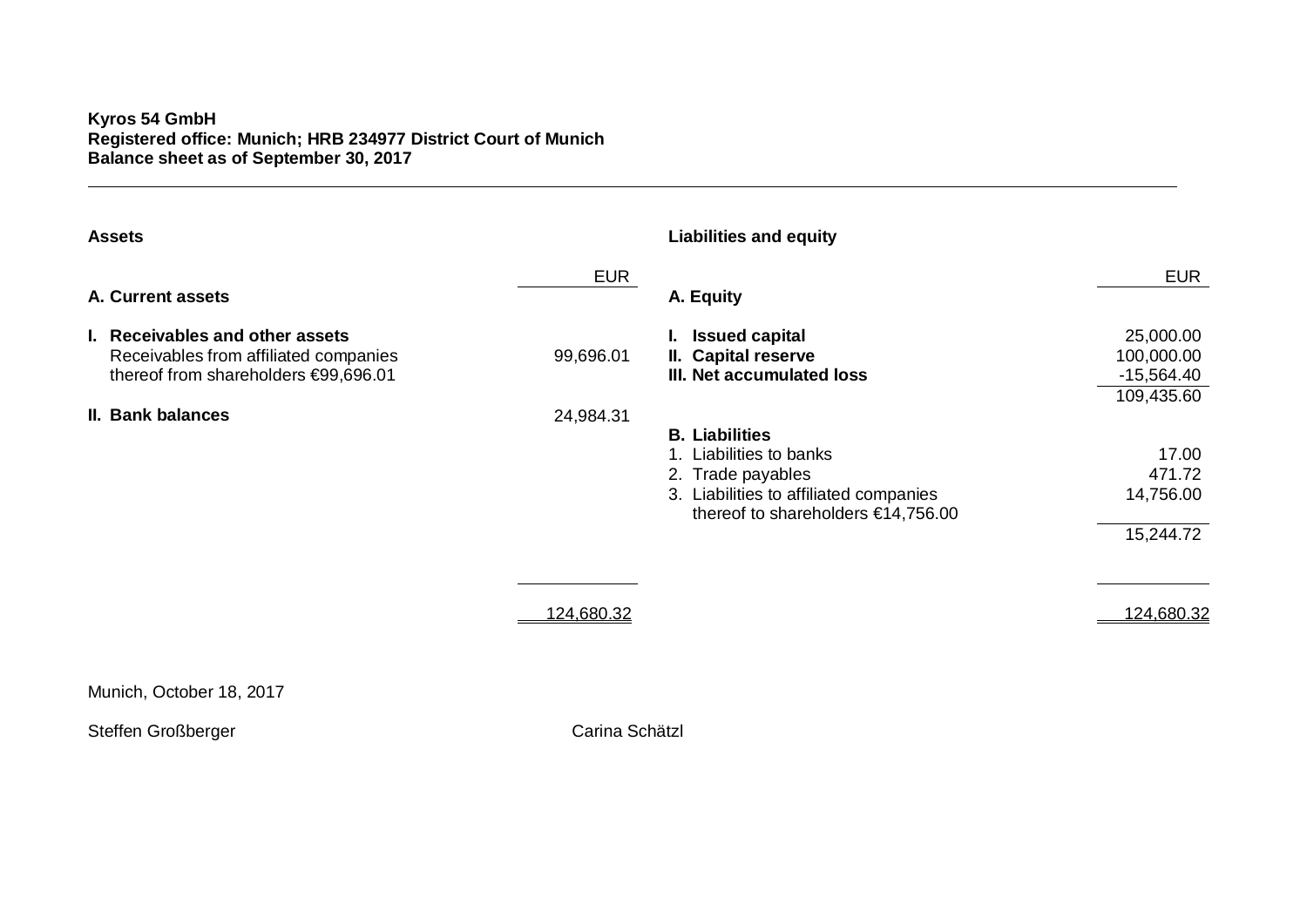**Kyros 54 GmbH**
**Registered office: Munich; HRB 234977 District Court of Munich**
**Balance sheet as of September 30, 2017**

**Assets**

| | EUR |
|---|---|
| **A. Current assets** | |
| **I. Receivables and other assets** | |
| Receivables from affiliated companies | 99,696.01 |
| thereof from shareholders €99,696.01 | |
| **II. Bank balances** | 24,984.31 |
| | 124,680.32 |

**Liabilities and equity**

| | EUR |
|---|---|
| **A. Equity** | |
| **I. Issued capital** | 25,000.00 |
| **II. Capital reserve** | 100,000.00 |
| **III. Net accumulated loss** | -15,564.40 |
| | 109,435.60 |
| **B. Liabilities** | |
| 1. Liabilities to banks | 17.00 |
| 2. Trade payables | 471.72 |
| 3. Liabilities to affiliated companies | 14,756.00 |
| thereof to shareholders €14,756.00 | |
| | 15,244.72 |
| | 124,680.32 |

Munich, October 18, 2017

Steffen Großberger

Carina Schätzl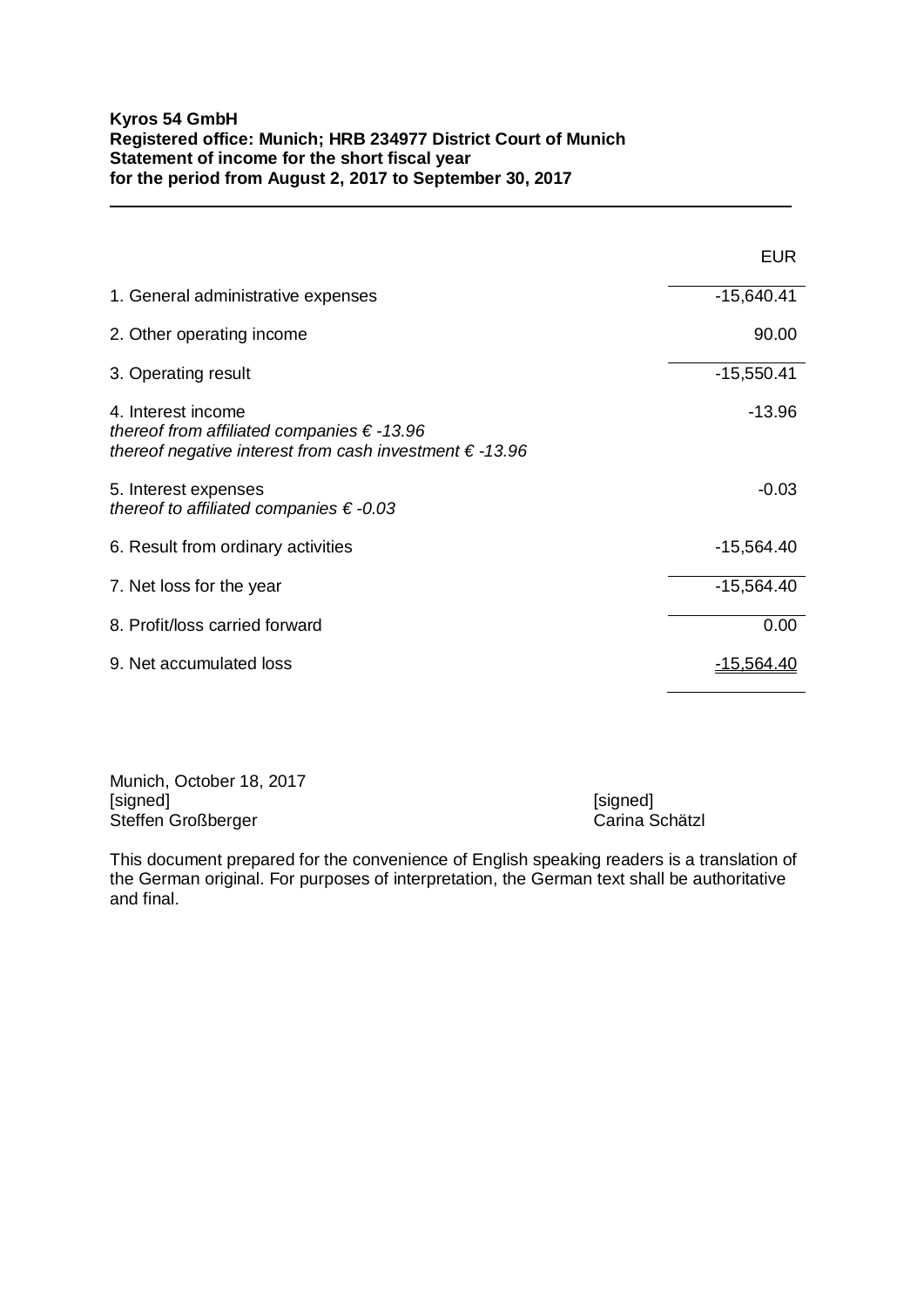**Kyros 54 GmbH**
**Registered office: Munich; HRB 234977 District Court of Munich**
**Statement of income for the short fiscal year**
**for the period from August 2, 2017 to September 30, 2017**

| | EUR |
|---|---|
| 1. General administrative expenses | -15,640.41 |
| 2. Other operating income | 90.00 |
| 3. Operating result | -15,550.41 |
| 4. Interest income<br>*thereof from affiliated companies € -13.96*<br>*thereof negative interest from cash investment € -13.96* | -13.96 |
| 5. Interest expenses<br>*thereof to affiliated companies € -0.03* | -0.03 |
| 6. Result from ordinary activities | -15,564.40 |
| 7. Net loss for the year | -15,564.40 |
| 8. Profit/loss carried forward | 0.00 |
| 9. Net accumulated loss | -15,564.40 |

Munich, October 18, 2017

[signed]
Steffen Großberger

[signed]
Carina Schätzl

This document prepared for the convenience of English speaking readers is a translation of the German original. For purposes of interpretation, the German text shall be authoritative and final.